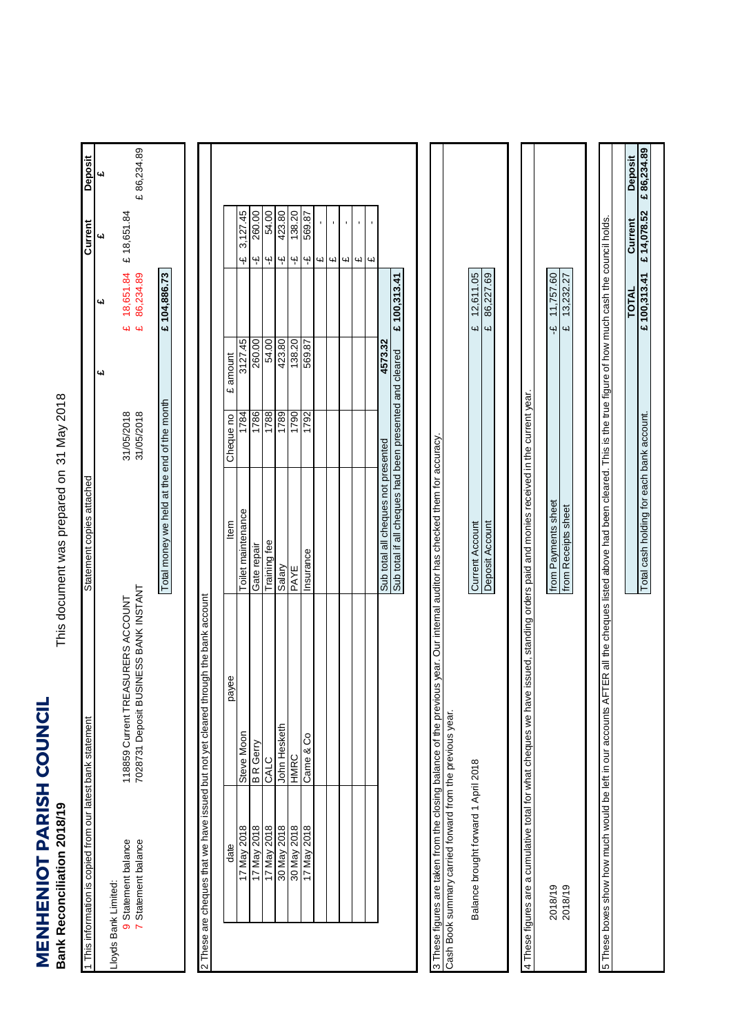# MENHENIOT PARISH COUNCIL

## Bank Reconciliation 2018/19

This document was prepared on 31 May 2018

### 1 This information is copied from our latest bank statement

| | | Statement copies attached | | £ | Current £ | Deposit £ |
|---|---|---|---|---|---|---|
| Lloyds Bank Limited: | | | | | | |
| 9 Statement balance | 118859 Current TREASURERS ACCOUNT | 31/05/2018 | | £ 18,651.84 | £ 18,651.84 | |
| 7 Statement balance | 7028731 Deposit BUSINESS BANK INSTANT | 31/05/2018 | | £ 86,234.89 | | £ 86,234.89 |
| | | Total money we held at the end of the month | | £ 104,886.73 | | |

### 2 These are cheques that we have issued but not yet cleared through the bank account

| date | payee | Item | Cheque no | £ amount | | |
|---|---|---|---|---|---|---|
| 17 May 2018 | Steve Moon | Toilet maintenance | 1784 | 3127.45 | | -£ 3,127.45 |
| 17 May 2018 | B R Gerry | Gate repair | 1786 | 260.00 | | -£ 260.00 |
| 17 May 2018 | CALC | Training fee | 1788 | 54.00 | | -£ 54.00 |
| 30 May 2018 | John Hesketh | Salary | 1789 | 423.80 | | -£ 423.80 |
| 30 May 2018 | HMRC | PAYE | 1790 | 138.20 | | -£ 138.20 |
| 17 May 2018 | Came & Co | Insurance | 1792 | 569.87 | | -£ 569.87 |
| | | | | | | £ - |
| | | | | | | £ - |
| | | | | | | £ - |
| | | | | | | £ - |
| | | | | | | £ - |
| | | Sub total all cheques not presented | | 4573.32 | | |
| | | Sub total if all cheques had been presented and cleared | | | £ 100,313.41 | |

### 3 These figures are taken from the closing balance of the previous year. Our internal auditor has checked them for accuracy.

Cash Book summary carried forward from the previous year.

| | | |
|---|---|---|
| Balance brought forward 1 April 2018 | Current Account | £ 12,611.05 |
| | Deposit Account | £ 86,227.69 |

### 4 These figures are a cumulative total for what cheques we have issued, standing orders paid and monies received in the current year.

| | | |
|---|---|---|
| 2018/19 | from Payments sheet | -£ 11,757.60 |
| 2018/19 | from Receipts sheet | £ 13,232.27 |

### 5 These boxes show how much would be left in our accounts AFTER all the cheques listed above had been cleared. This is the true figure of how much cash the council holds.

| | TOTAL | Current | Deposit |
|---|---|---|---|
| Total cash holding for each bank account. | £ 100,313.41 | £ 14,078.52 | £ 86,234.89 |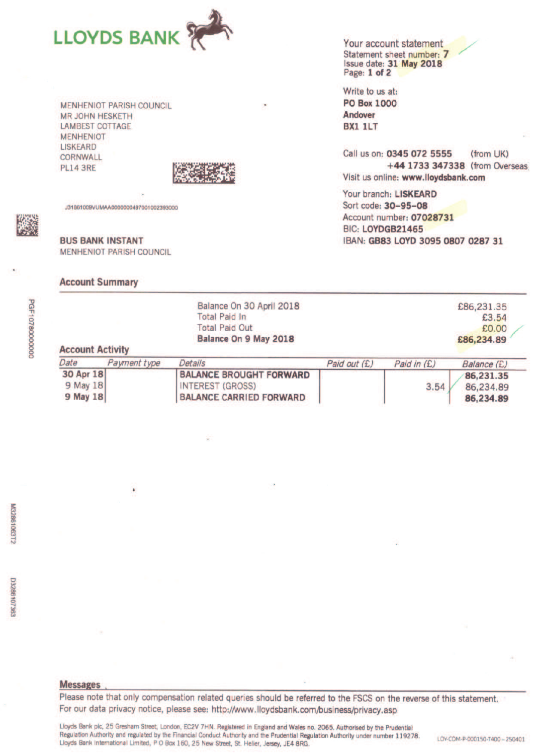# LLOYDS BANK

**Your account statement**
Statement sheet number: **7**
Issue date: **31 May 2018**
Page: **1 of 2**

Write to us at:
**PO Box 1000**
**Andover**
**BX1 1LT**

Call us on: **0345 072 5555** (from UK)
**+44 1733 347338** (from Overseas)
Visit us online: **www.lloydsbank.com**

Your branch: **LISKEARD**
Sort code: **30-95-08**
Account number: **07028731**
BIC: **LOYDGB21465**
IBAN: **GB83 LOYD 3095 0807 0287 31**

MENHENIOT PARISH COUNCIL
MR JOHN HESKETH
LAMBEST COTTAGE
MENHENIOT
LISKEARD
CORNWALL
PL14 3RE

J31861009VUMAA000000004970010023930000

**BUS BANK INSTANT**
MENHENIOT PARISH COUNCIL

## Account Summary

| | |
|---|---|
| Balance On 30 April 2018 | £86,231.35 |
| Total Paid In | £3.54 |
| Total Paid Out | £0.00 |
| **Balance On 9 May 2018** | **£86,234.89** |

## Account Activity

| Date | Payment type | Details | Paid out (£) | Paid in (£) | Balance (£) |
|---|---|---|---|---|---|
| **30 Apr 18** | | **BALANCE BROUGHT FORWARD** | | | **86,231.35** |
| 9 May 18 | | INTEREST (GROSS) | | 3.54 | 86,234.89 |
| **9 May 18** | | **BALANCE CARRIED FORWARD** | | | **86,234.89** |

PGF1078000000

M3286106372

D3286107363

## Messages

Please note that only compensation related queries should be referred to the FSCS on the reverse of this statement.
For our data privacy notice, please see: http://www.lloydsbank.com/business/privacy.asp

Lloyds Bank plc, 25 Gresham Street, London, EC2V 7HN. Registered in England and Wales no. 2065. Authorised by the Prudential Regulation Authority and regulated by the Financial Conduct Authority and the Prudential Regulation Authority under number 119278.
Lloyds Bank International Limited, P O Box 160, 25 New Street, St. Helier, Jersey, JE4 8RG.

LOY-COM-P-000150-T400 – 250401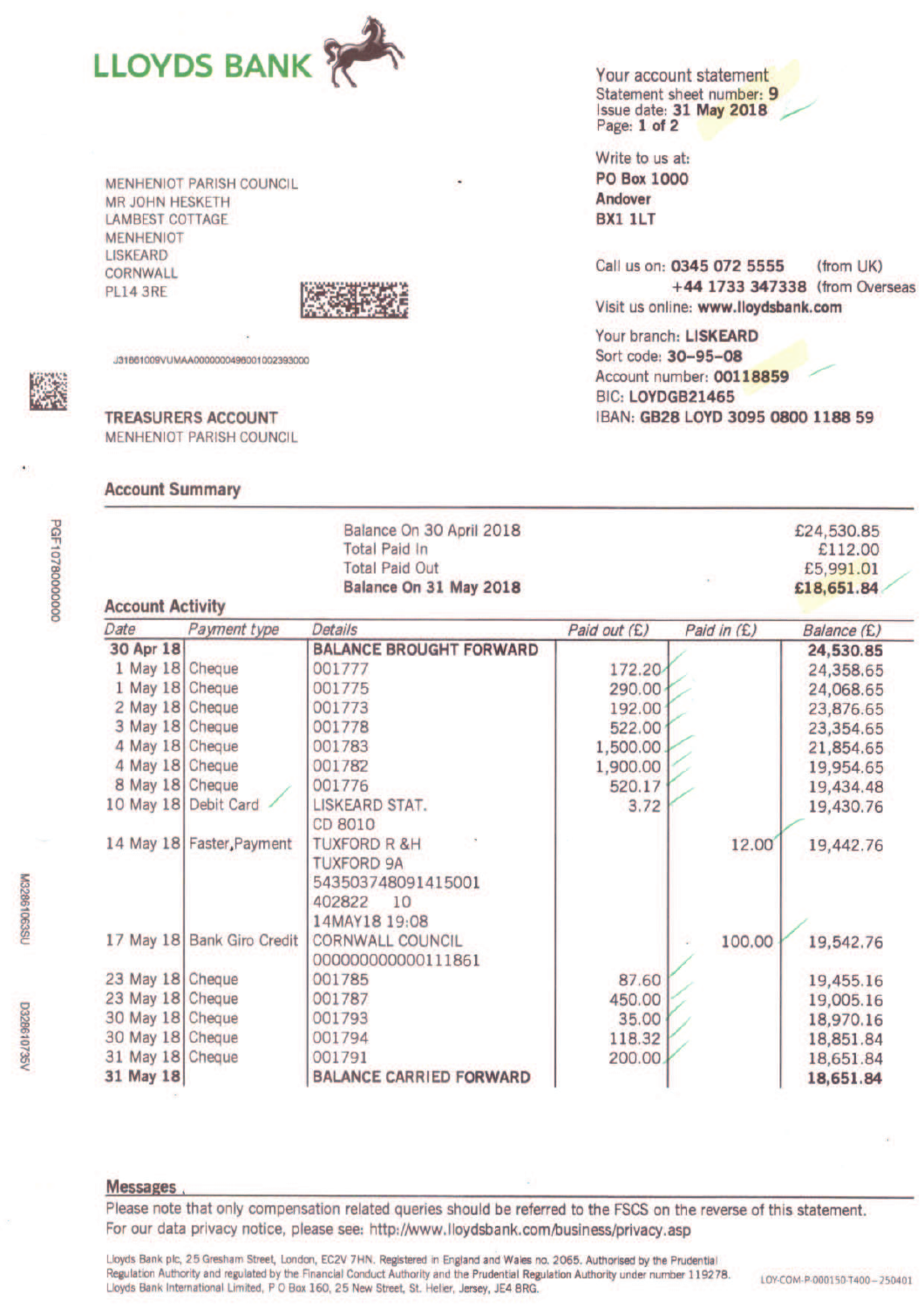# LLOYDS BANK

Your account statement
Statement sheet number: **9**
Issue date: **31 May 2018**
Page: **1 of 2**

MENHENIOT PARISH COUNCIL
MR JOHN HESKETH
LAMBEST COTTAGE
MENHENIOT
LISKEARD
CORNWALL
PL14 3RE

J31861009VUMAA00000000496001002393000

Write to us at:
**PO Box 1000**
**Andover**
**BX1 1LT**

Call us on: **0345 072 5555** (from UK)
**+44 1733 347338** (from Overseas)
Visit us online: **www.lloydsbank.com**

Your branch: **LISKEARD**
Sort code: **30-95-08**
Account number: **00118859**
BIC: **LOYDGB21465**
IBAN: **GB28 LOYD 3095 0800 1188 59**

**TREASURERS ACCOUNT**
MENHENIOT PARISH COUNCIL

## Account Summary

| | |
|---|---|
| Balance On 30 April 2018 | £24,530.85 |
| Total Paid In | £112.00 |
| Total Paid Out | £5,991.01 |
| **Balance On 31 May 2018** | **£18,651.84** |

## Account Activity

| Date | Payment type | Details | Paid out (£) | Paid in (£) | Balance (£) |
|---|---|---|---|---|---|
| **30 Apr 18** | | **BALANCE BROUGHT FORWARD** | | | **24,530.85** |
| 1 May 18 | Cheque | 001777 | 172.20 | | 24,358.65 |
| 1 May 18 | Cheque | 001775 | 290.00 | | 24,068.65 |
| 2 May 18 | Cheque | 001773 | 192.00 | | 23,876.65 |
| 3 May 18 | Cheque | 001778 | 522.00 | | 23,354.65 |
| 4 May 18 | Cheque | 001783 | 1,500.00 | | 21,854.65 |
| 4 May 18 | Cheque | 001782 | 1,900.00 | | 19,954.65 |
| 8 May 18 | Cheque | 001776 | 520.17 | | 19,434.48 |
| 10 May 18 | Debit Card | LISKEARD STAT. CD 8010 | 3.72 | | 19,430.76 |
| 14 May 18 | Faster,Payment | TUXFORD R &H TUXFORD 9A 543503748091415001 402822 10 14MAY18 19:08 | | 12.00 | 19,442.76 |
| 17 May 18 | Bank Giro Credit | CORNWALL COUNCIL 000000000000111861 | | 100.00 | 19,542.76 |
| 23 May 18 | Cheque | 001785 | 87.60 | | 19,455.16 |
| 23 May 18 | Cheque | 001787 | 450.00 | | 19,005.16 |
| 30 May 18 | Cheque | 001793 | 35.00 | | 18,970.16 |
| 30 May 18 | Cheque | 001794 | 118.32 | | 18,851.84 |
| 31 May 18 | Cheque | 001791 | 200.00 | | 18,651.84 |
| **31 May 18** | | **BALANCE CARRIED FORWARD** | | | **18,651.84** |

## Messages

Please note that only compensation related queries should be referred to the FSCS on the reverse of this statement.
For our data privacy notice, please see: http://www.lloydsbank.com/business/privacy.asp

Lloyds Bank plc, 25 Gresham Street, London, EC2V 7HN. Registered in England and Wales no. 2065. Authorised by the Prudential Regulation Authority and regulated by the Financial Conduct Authority and the Prudential Regulation Authority under number 119278.
Lloyds Bank International Limited, P O Box 160, 25 New Street, St. Helier, Jersey, JE4 8RG.

LOY-COM-P-000150-T400-250401